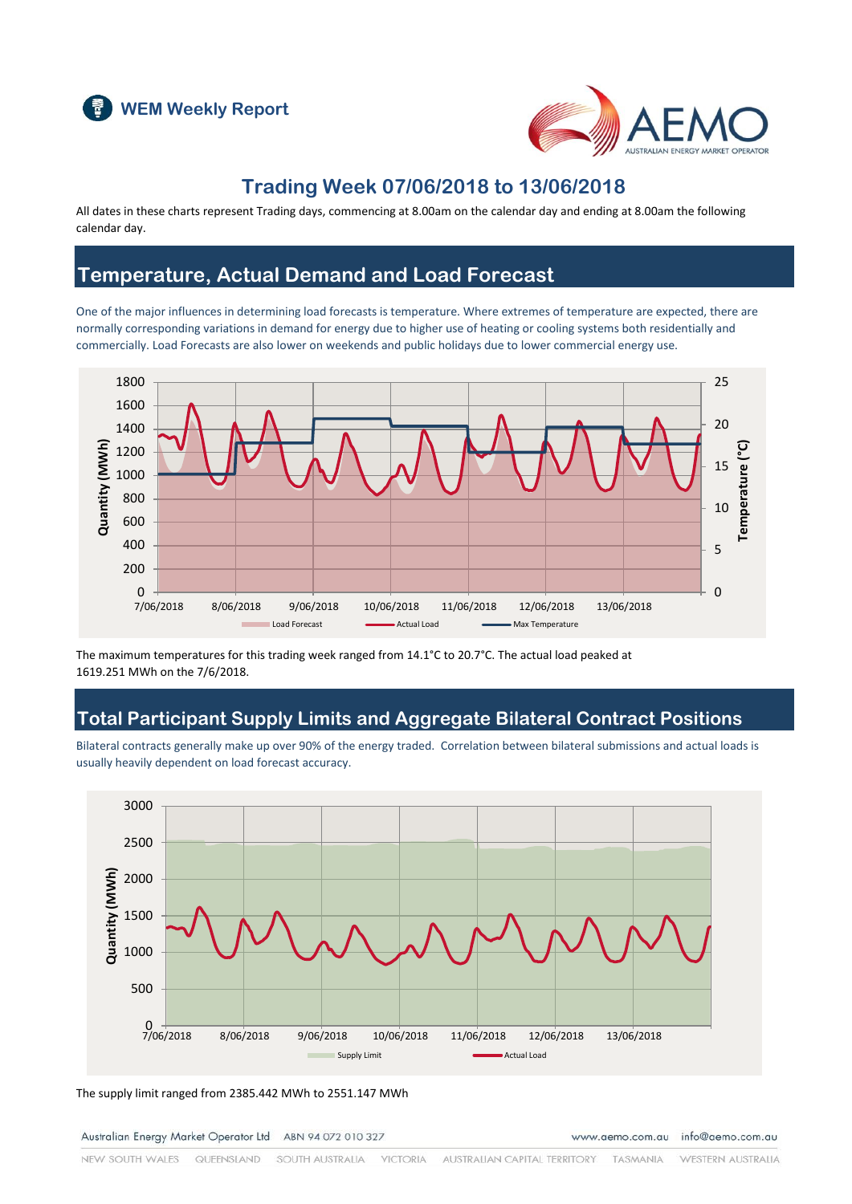WEM Weekly Report

# Trading Week 07/06/2018 to 13/06/2018

All dates in these charts represent Trading days, commencing at 8.00am on the calendar day and ending at 8.00am the following calendar day.

## Temperature, Actual Demand and Load Forecast

One of the major influences in determining load forecasts is temperature. Where extremes of temperature are expected, there are normally corresponding variations in demand for energy due to higher use of heating or cooling systems both residentially and commercially. Load Forecasts are also lower on weekends and public holidays due to lower commercial energy use.

The maximum temperatures for this trading week ranged from 14.1°C to 20.7°C. The actual load peaked at 1619.251 MWh on the 7/6/2018.

## Total Participant Supply Limits and Aggregate Bilateral Contract Positions

Bilateral contracts generally make up over 90% of the energy traded. Correlation between bilateral submissions and actual loads is usually heavily dependent on load forecast accuracy.

The supply limit ranged from 2385.442 MWh to 2551.147 MWh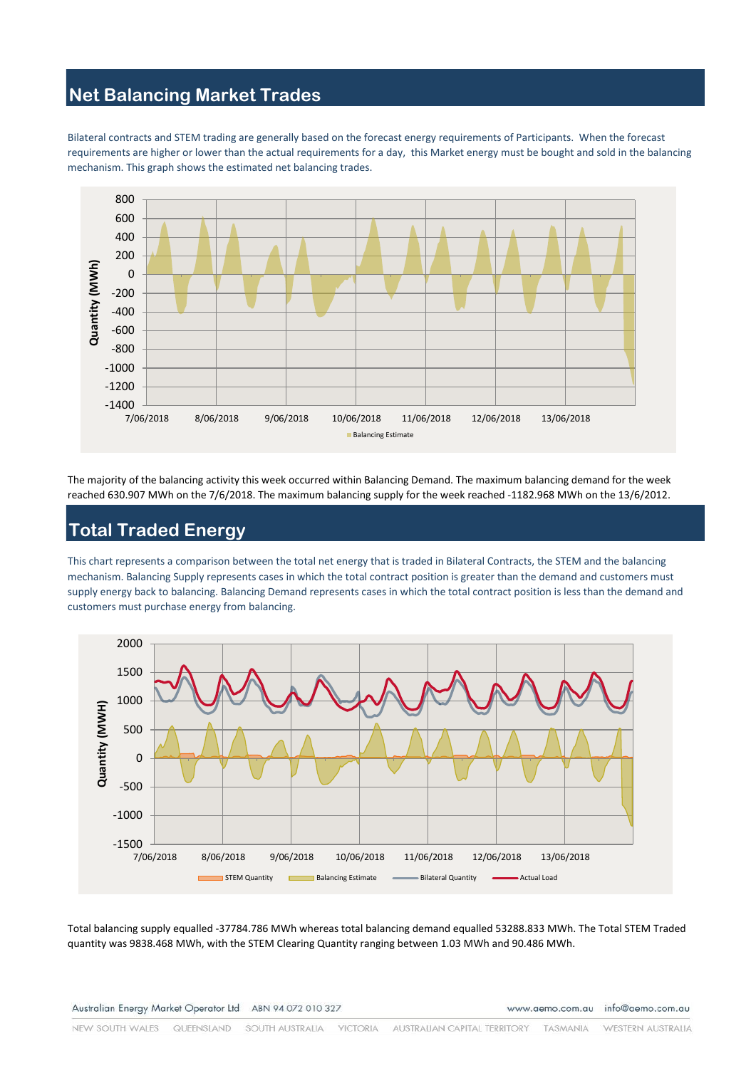## Net Balancing Market Trades

Bilateral contracts and STEM trading are generally based on the forecast energy requirements of Participants. When the forecast requirements are higher or lower than the actual requirements for a day, this Market energy must be bought and sold in the balancing mechanism. This graph shows the estimated net balancing trades.

The majority of the balancing activity this week occurred within Balancing Demand. The maximum balancing demand for the week reached 630.907 MWh on the 7/6/2018. The maximum balancing supply for the week reached -1182.968 MWh on the 13/6/2012.

## Total Traded Energy

This chart represents a comparison between the total net energy that is traded in Bilateral Contracts, the STEM and the balancing mechanism. Balancing Supply represents cases in which the total contract position is greater than the demand and customers must supply energy back to balancing. Balancing Demand represents cases in which the total contract position is less than the demand and customers must purchase energy from balancing.

Total balancing supply equalled -37784.786 MWh whereas total balancing demand equalled 53288.833 MWh. The Total STEM Traded quantity was 9838.468 MWh, with the STEM Clearing Quantity ranging between 1.03 MWh and 90.486 MWh.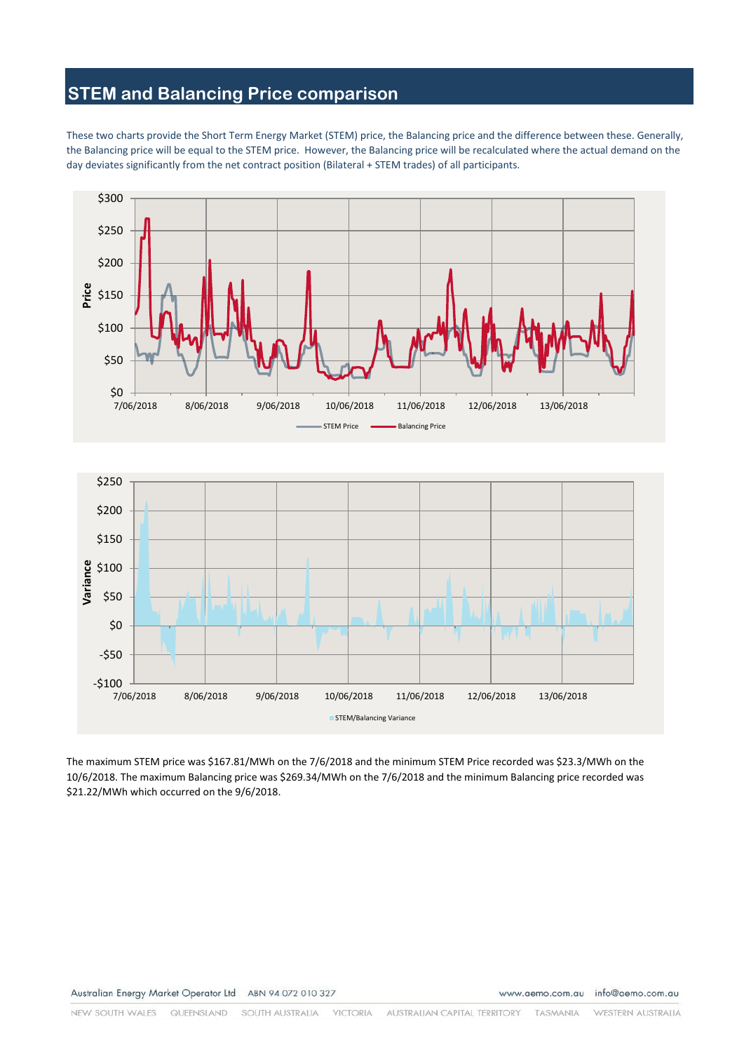## STEM and Balancing Price comparison

These two charts provide the Short Term Energy Market (STEM) price, the Balancing price and the difference between these. Generally, the Balancing price will be equal to the STEM price. However, the Balancing price will be recalculated where the actual demand on the day deviates significantly from the net contract position (Bilateral + STEM trades) of all participants.

Price

$300
$250
$200
$150
$100
$50
$0

7/06/2018
8/06/2018
9/06/2018
10/06/2018
11/06/2018
12/06/2018
13/06/2018

STEM Price
Balancing Price

Variance

$250
$200
$150
$100
$50
$0
-$50
-$100

7/06/2018
8/06/2018
9/06/2018
10/06/2018
11/06/2018
12/06/2018
13/06/2018

STEM/Balancing Variance

The maximum STEM price was $167.81/MWh on the 7/6/2018 and the minimum STEM Price recorded was $23.3/MWh on the 10/6/2018. The maximum Balancing price was $269.34/MWh on the 7/6/2018 and the minimum Balancing price recorded was $21.22/MWh which occurred on the 9/6/2018.